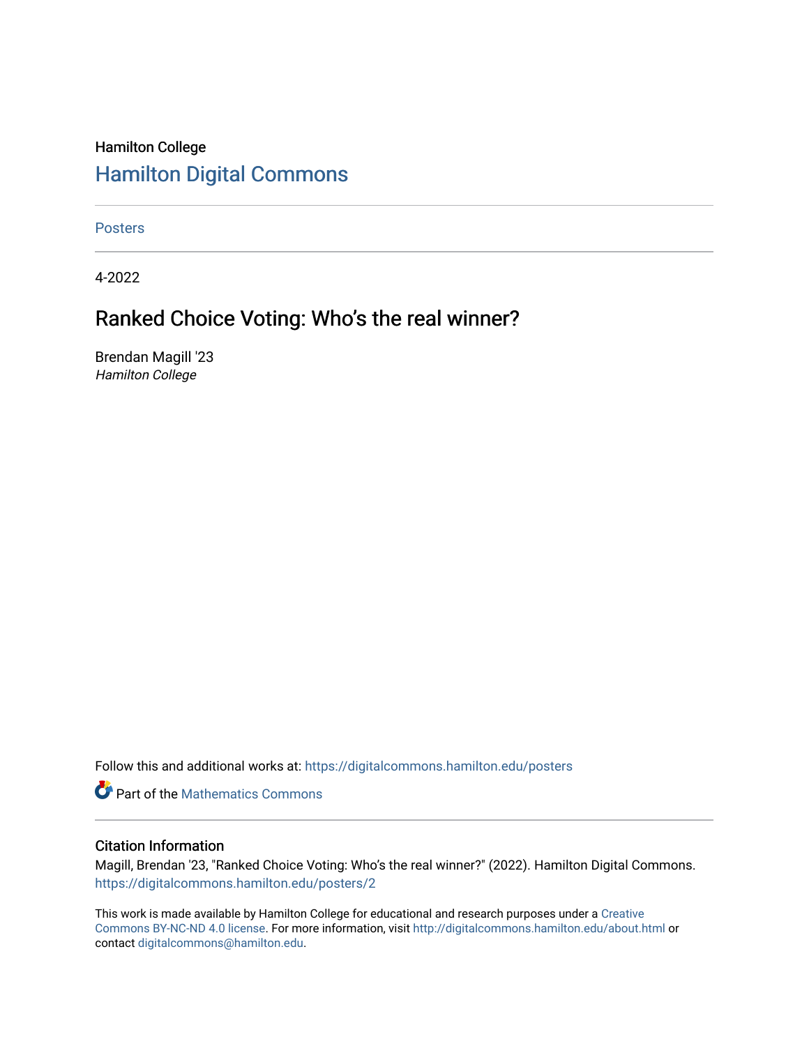Hamilton College

# Hamilton Digital Commons

Posters

4-2022

## Ranked Choice Voting: Who's the real winner?

Brendan Magill '23
*Hamilton College*

Follow this and additional works at: https://digitalcommons.hamilton.edu/posters

Part of the Mathematics Commons

### Citation Information

Magill, Brendan '23, "Ranked Choice Voting: Who's the real winner?" (2022). Hamilton Digital Commons.
https://digitalcommons.hamilton.edu/posters/2

This work is made available by Hamilton College for educational and research purposes under a Creative Commons BY-NC-ND 4.0 license. For more information, visit http://digitalcommons.hamilton.edu/about.html or contact digitalcommons@hamilton.edu.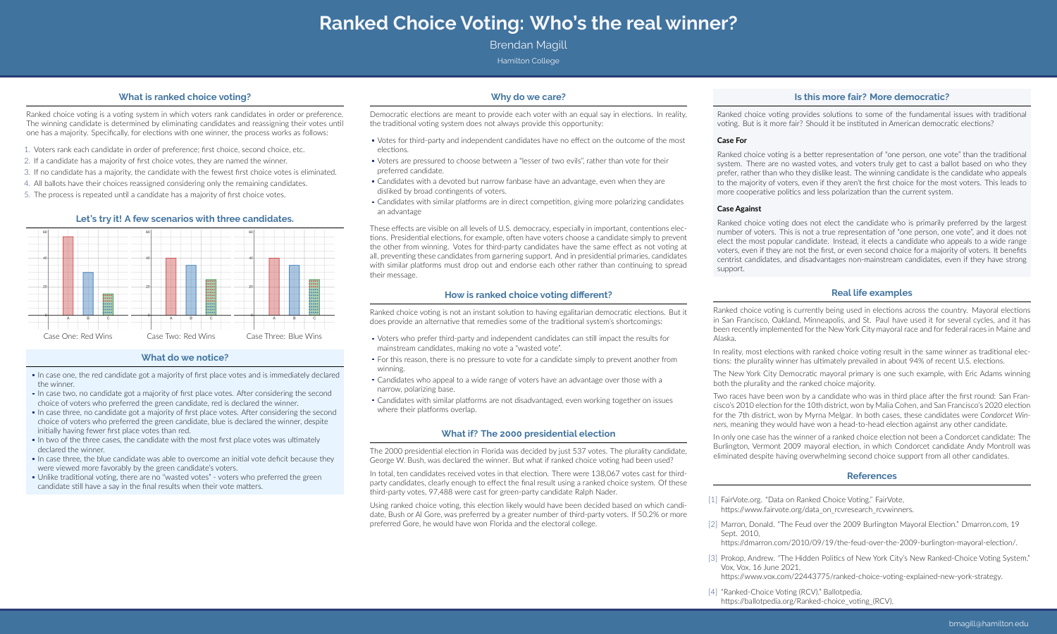# Ranked Choice Voting: Who's the real winner?

Brendan Magill

Hamilton College

## What is ranked choice voting?

Ranked choice voting is a voting system in which voters rank candidates in order or preference. The winning candidate is determined by eliminating candidates and reassigning their votes until one has a majority. Specifically, for elections with one winner, the process works as follows:

1. Voters rank each candidate in order of preference; first choice, second choice, etc.
2. If a candidate has a majority of first choice votes, they are named the winner.
3. If no candidate has a majority, the candidate with the fewest first choice votes is eliminated.
4. All ballots have their choices reassigned considering only the remaining candidates.
5. The process is repeated until a candidate has a majority of first choice votes.

## Let's try it! A few scenarios with three candidates.

60
40
20
0
A B C

Case One: Red Wins

60
40
20
0
A B C

Case Two: Red Wins

60
40
20
0
A B C

Case Three: Blue Wins

## What do we notice?

- In case one, the red candidate got a majority of first place votes and is immediately declared the winner.
- In case two, no candidate got a majority of first place votes. After considering the second choice of voters who preferred the green candidate, red is declared the winner.
- In case three, no candidate got a majority of first place votes. After considering the second choice of voters who preferred the green candidate, blue is declared the winner, despite initially having fewer first place votes than red.
- In two of the three cases, the candidate with the most first place votes was ultimately declared the winner.
- In case three, the blue candidate was able to overcome an initial vote deficit because they were viewed more favorably by the green candidate's voters.
- Unlike traditional voting, there are no "wasted votes" - voters who preferred the green candidate still have a say in the final results when their vote matters.

## Why do we care?

Democratic elections are meant to provide each voter with an equal say in elections. In reality, the traditional voting system does not always provide this opportunity:

- Votes for third-party and independent candidates have no effect on the outcome of the most elections.
- Voters are pressured to choose between a "lesser of two evils", rather than vote for their preferred candidate.
- Candidates with a devoted but narrow fanbase have an advantage, even when they are disliked by broad contingents of voters.
- Candidates with similar platforms are in direct competition, giving more polarizing candidates an advantage

These effects are visible on all levels of U.S. democracy, especially in important, contentions elections. Presidential elections, for example, often have voters choose a candidate simply to prevent the other from winning. Votes for third-party candidates have the same effect as not voting at all, preventing these candidates from garnering support. And in presidential primaries, candidates with similar platforms must drop out and endorse each other rather than continuing to spread their message.

## How is ranked choice voting different?

Ranked choice voting is not an instant solution to having egalitarian democratic elections. But it does provide an alternative that remedies some of the traditional system's shortcomings:

- Voters who prefer third-party and independent candidates can still impact the results for mainstream candidates, making no vote a "wasted vote".
- For this reason, there is no pressure to vote for a candidate simply to prevent another from winning.
- Candidates who appeal to a wide range of voters have an advantage over those with a narrow, polarizing base.
- Candidates with similar platforms are not disadvantaged, even working together on issues where their platforms overlap.

## What if? The 2000 presidential election

The 2000 presidential election in Florida was decided by just 537 votes. The plurality candidate, George W. Bush, was declared the winner. But what if ranked choice voting had been used?

In total, ten candidates received votes in that election. There were 138,067 votes cast for third-party candidates, clearly enough to effect the final result using a ranked choice system. Of these third-party votes, 97,488 were cast for green-party candidate Ralph Nader.

Using ranked choice voting, this election likely would have been decided based on which candidate, Bush or Al Gore, was preferred by a greater number of third-party voters. If 50.2% or more preferred Gore, he would have won Florida and the electoral college.

## Is this more fair? More democratic?

Ranked choice voting provides solutions to some of the fundamental issues with traditional voting. But is it more fair? Should it be instituted in American democratic elections?

**Case For**

Ranked choice voting is a better representation of "one person, one vote" than the traditional system. There are no wasted votes, and voters truly get to cast a ballot based on who they prefer, rather than who they dislike least. The winning candidate is the candidate who appeals to the majority of voters, even if they aren't the first choice for the most voters. This leads to more cooperative politics and less polarization than the current system.

**Case Against**

Ranked choice voting does not elect the candidate who is primarily preferred by the largest number of voters. This is not a true representation of "one person, one vote", and it does not elect the most popular candidate. Instead, it elects a candidate who appeals to a wide range voters, even if they are not the first, or even second choice for a majority of voters. It benefits centrist candidates, and disadvantages non-mainstream candidates, even if they have strong support.

## Real life examples

Ranked choice voting is currently being used in elections across the country. Mayoral elections in San Francisco, Oakland, Minneapolis, and St. Paul have used it for several cycles, and it has been recently implemented for the New York City mayoral race and for federal races in Maine and Alaska.

In reality, most elections with ranked choice voting result in the same winner as traditional elections: the plurality winner has ultimately prevailed in about 94% of recent U.S. elections.

The New York City Democratic mayoral primary is one such example, with Eric Adams winning both the plurality and the ranked choice majority.

Two races have been won by a candidate who was in third place after the first round: San Francisco's 2010 election for the 10th district, won by Malia Cohen, and San Francisco's 2020 election for the 7th district, won by Myrna Melgar. In both cases, these candidates were *Condorcet Winners*, meaning they would have won a head-to-head election against any other candidate.

In only one case has the winner of a ranked choice election not been a Condorcet candidate: The Burlington, Vermont 2009 mayoral election, in which Condorcet candidate Andy Montroll was eliminated despite having overwhelming second choice support from all other candidates.

## References

[1] FairVote.org. "Data on Ranked Choice Voting." FairVote, https://www.fairvote.org/data_on_rcvresearch_rcvwinners.

[2] Marron, Donald. "The Feud over the 2009 Burlington Mayoral Election." Dmarron.com, 19 Sept. 2010, https://dmarron.com/2010/09/19/the-feud-over-the-2009-burlington-mayoral-election/.

[3] Prokop, Andrew. "The Hidden Politics of New York City's New Ranked-Choice Voting System." Vox, Vox, 16 June 2021, https://www.vox.com/22443775/ranked-choice-voting-explained-new-york-strategy.

[4] "Ranked-Choice Voting (RCV)." Ballotpedia, https://ballotpedia.org/Ranked-choice_voting_(RCV).

bmagill@hamilton.edu